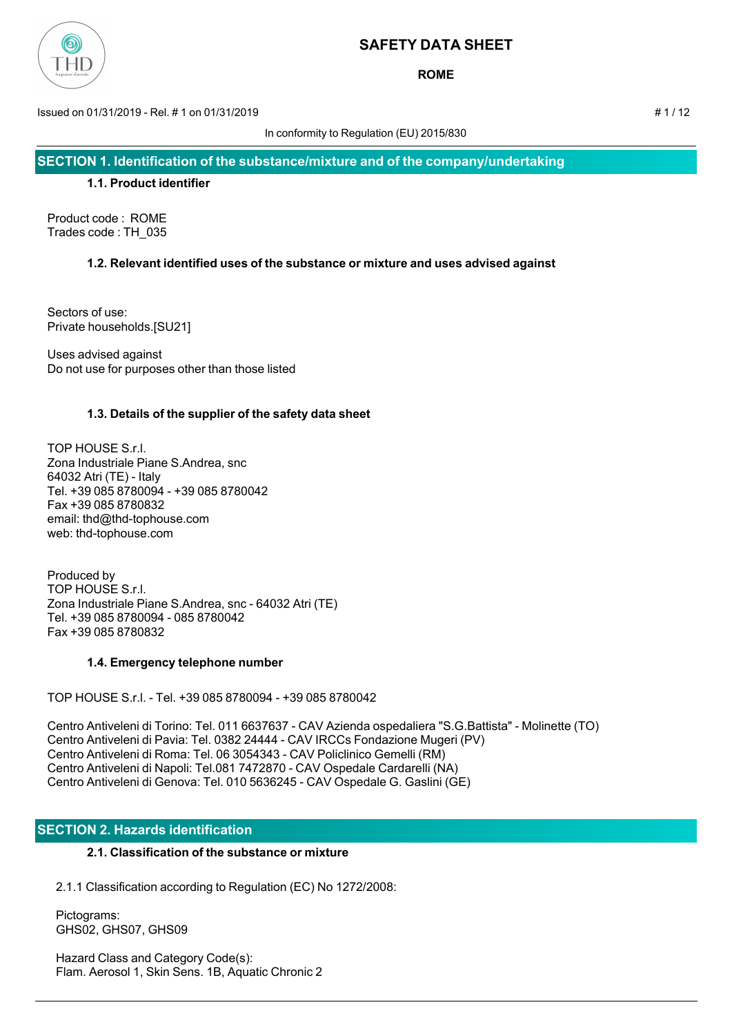# SAFETY DATA SHEET

**ROME**

Issued on 01/31/2019 - Rel. # 1 on 01/31/2019

In conformity to Regulation (EU) 2015/830

## SECTION 1. Identification of the substance/mixture and of the company/undertaking

### 1.1. Product identifier

Product code : ROME
Trades code : TH_035

### 1.2. Relevant identified uses of the substance or mixture and uses advised against

Sectors of use:
Private households.[SU21]

Uses advised against
Do not use for purposes other than those listed

### 1.3. Details of the supplier of the safety data sheet

TOP HOUSE S.r.l.
Zona Industriale Piane S.Andrea, snc
64032 Atri (TE) - Italy
Tel. +39 085 8780094 - +39 085 8780042
Fax +39 085 8780832
email: thd@thd-tophouse.com
web: thd-tophouse.com

Produced by
TOP HOUSE S.r.l.
Zona Industriale Piane S.Andrea, snc - 64032 Atri (TE)
Tel. +39 085 8780094 - 085 8780042
Fax +39 085 8780832

### 1.4. Emergency telephone number

TOP HOUSE S.r.l. - Tel. +39 085 8780094 - +39 085 8780042

Centro Antiveleni di Torino: Tel. 011 6637637 - CAV Azienda ospedaliera "S.G.Battista" - Molinette (TO)
Centro Antiveleni di Pavia: Tel. 0382 24444 - CAV IRCCs Fondazione Mugeri (PV)
Centro Antiveleni di Roma: Tel. 06 3054343 - CAV Policlinico Gemelli (RM)
Centro Antiveleni di Napoli: Tel.081 7472870 - CAV Ospedale Cardarelli (NA)
Centro Antiveleni di Genova: Tel. 010 5636245 - CAV Ospedale G. Gaslini (GE)

## SECTION 2. Hazards identification

### 2.1. Classification of the substance or mixture

2.1.1 Classification according to Regulation (EC) No 1272/2008:

Pictograms:
GHS02, GHS07, GHS09

Hazard Class and Category Code(s):
Flam. Aerosol 1, Skin Sens. 1B, Aquatic Chronic 2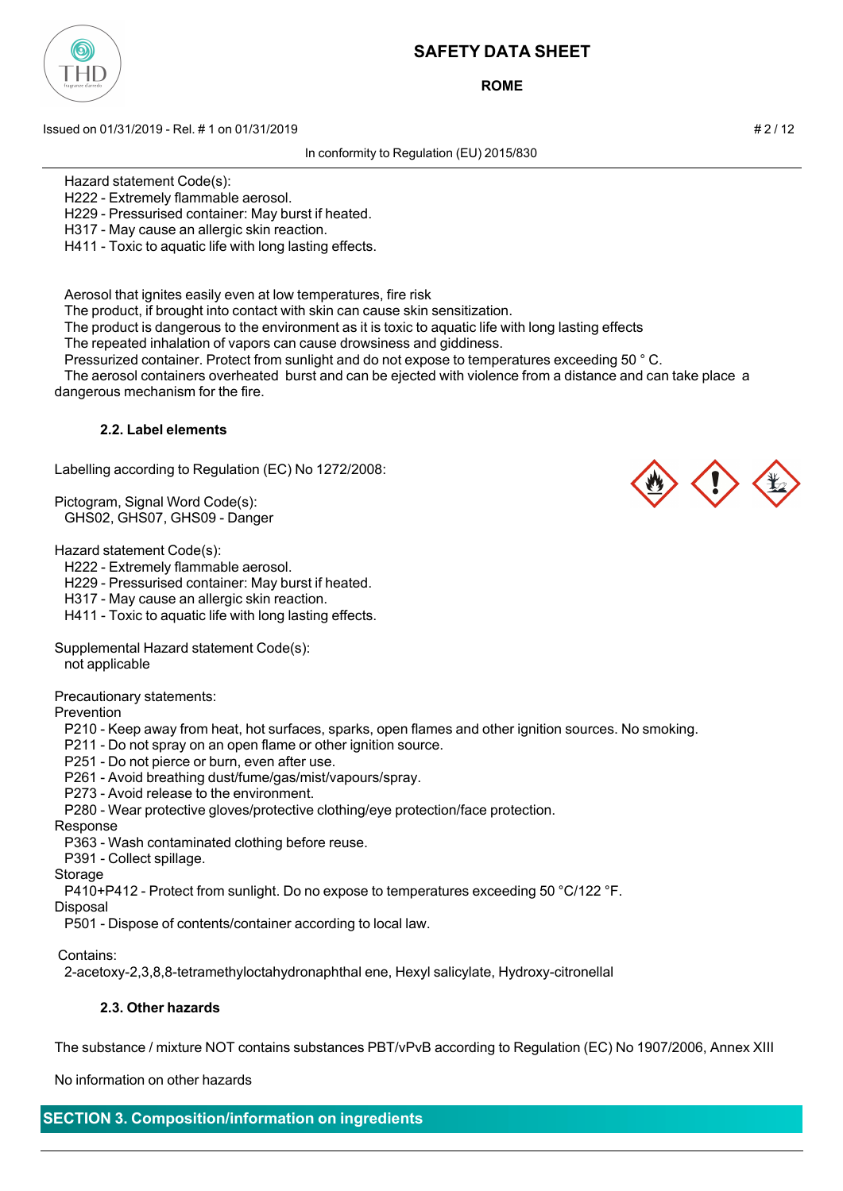Hazard statement Code(s):
H222 - Extremely flammable aerosol.
H229 - Pressurised container: May burst if heated.
H317 - May cause an allergic skin reaction.
H411 - Toxic to aquatic life with long lasting effects.

Aerosol that ignites easily even at low temperatures, fire risk
The product, if brought into contact with skin can cause skin sensitization.
The product is dangerous to the environment as it is toxic to aquatic life with long lasting effects
The repeated inhalation of vapors can cause drowsiness and giddiness.
Pressurized container. Protect from sunlight and do not expose to temperatures exceeding 50 ° C.
The aerosol containers overheated burst and can be ejected with violence from a distance and can take place a dangerous mechanism for the fire.

### 2.2. Label elements

Labelling according to Regulation (EC) No 1272/2008:

Pictogram, Signal Word Code(s):
GHS02, GHS07, GHS09 - Danger

Hazard statement Code(s):
H222 - Extremely flammable aerosol.
H229 - Pressurised container: May burst if heated.
H317 - May cause an allergic skin reaction.
H411 - Toxic to aquatic life with long lasting effects.

Supplemental Hazard statement Code(s):
not applicable

Precautionary statements:
Prevention
P210 - Keep away from heat, hot surfaces, sparks, open flames and other ignition sources. No smoking.
P211 - Do not spray on an open flame or other ignition source.
P251 - Do not pierce or burn, even after use.
P261 - Avoid breathing dust/fume/gas/mist/vapours/spray.
P273 - Avoid release to the environment.
P280 - Wear protective gloves/protective clothing/eye protection/face protection.
Response
P363 - Wash contaminated clothing before reuse.
P391 - Collect spillage.
Storage
P410+P412 - Protect from sunlight. Do no expose to temperatures exceeding 50 °C/122 °F.
Disposal
P501 - Dispose of contents/container according to local law.

Contains:
2-acetoxy-2,3,8,8-tetramethyloctahydronaphthal ene, Hexyl salicylate, Hydroxy-citronellal

### 2.3. Other hazards

The substance / mixture NOT contains substances PBT/vPvB according to Regulation (EC) No 1907/2006, Annex XIII

No information on other hazards

## SECTION 3. Composition/information on ingredients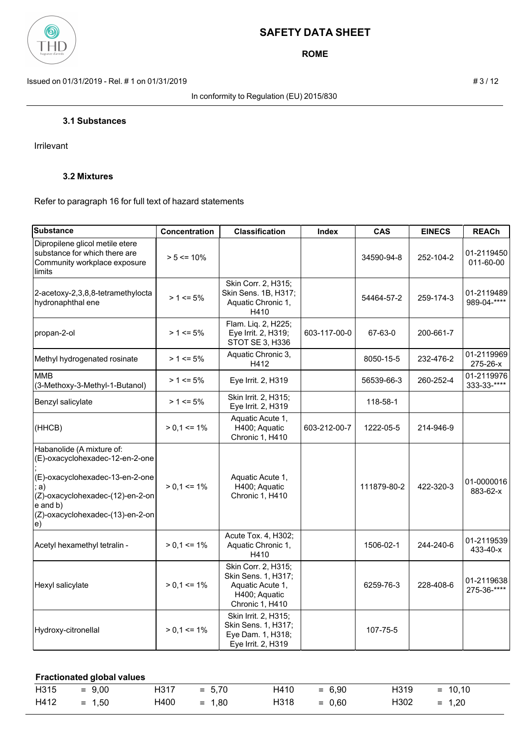### 3.1 Substances

Irrilevant

### 3.2 Mixtures

Refer to paragraph 16 for full text of hazard statements

| Substance | Concentration | Classification | Index | CAS | EINECS | REACh |
|---|---|---|---|---|---|---|
| Dipropilene glicol metile etere substance for which there are Community workplace exposure limits | > 5 <= 10% | | | 34590-94-8 | 252-104-2 | 01-2119450011-60-00 |
| 2-acetoxy-2,3,8,8-tetramethylocta hydronaphthal ene | > 1 <= 5% | Skin Corr. 2, H315; Skin Sens. 1B, H317; Aquatic Chronic 1, H410 | | 54464-57-2 | 259-174-3 | 01-2119489989-04-**** |
| propan-2-ol | > 1 <= 5% | Flam. Liq. 2, H225; Eye Irrit. 2, H319; STOT SE 3, H336 | 603-117-00-0 | 67-63-0 | 200-661-7 | |
| Methyl hydrogenated rosinate | > 1 <= 5% | Aquatic Chronic 3, H412 | | 8050-15-5 | 232-476-2 | 01-2119969275-26-x |
| MMB (3-Methoxy-3-Methyl-1-Butanol) | > 1 <= 5% | Eye Irrit. 2, H319 | | 56539-66-3 | 260-252-4 | 01-2119976333-33-**** |
| Benzyl salicylate | > 1 <= 5% | Skin Irrit. 2, H315; Eye Irrit. 2, H319 | | 118-58-1 | | |
| (HHCB) | > 0,1 <= 1% | Aquatic Acute 1, H400; Aquatic Chronic 1, H410 | 603-212-00-7 | 1222-05-5 | 214-946-9 | |
| Habanolide (A mixture of: (E)-oxacyclohexadec-12-en-2-one ; (E)-oxacyclohexadec-13-en-2-one ; a) (Z)-oxacyclohexadec-(12)-en-2-one and b) (Z)-oxacyclohexadec-(13)-en-2-one) | > 0,1 <= 1% | Aquatic Acute 1, H400; Aquatic Chronic 1, H410 | | 111879-80-2 | 422-320-3 | 01-0000016883-62-x |
| Acetyl hexamethyl tetralin - | > 0,1 <= 1% | Acute Tox. 4, H302; Aquatic Chronic 1, H410 | | 1506-02-1 | 244-240-6 | 01-2119539433-40-x |
| Hexyl salicylate | > 0,1 <= 1% | Skin Corr. 2, H315; Skin Sens. 1, H317; Aquatic Acute 1, H400; Aquatic Chronic 1, H410 | | 6259-76-3 | 228-408-6 | 01-2119638275-36-**** |
| Hydroxy-citronellal | > 0,1 <= 1% | Skin Irrit. 2, H315; Skin Sens. 1, H317; Eye Dam. 1, H318; Eye Irrit. 2, H319 | | 107-75-5 | | |

**Fractionated global values**

| | | | | | | | |
|---|---|---|---|---|---|---|---|
| H315 | = 9,00 | H317 | = 5,70 | H410 | = 6,90 | H319 | = 10,10 |
| H412 | = 1,50 | H400 | = 1,80 | H318 | = 0,60 | H302 | = 1,20 |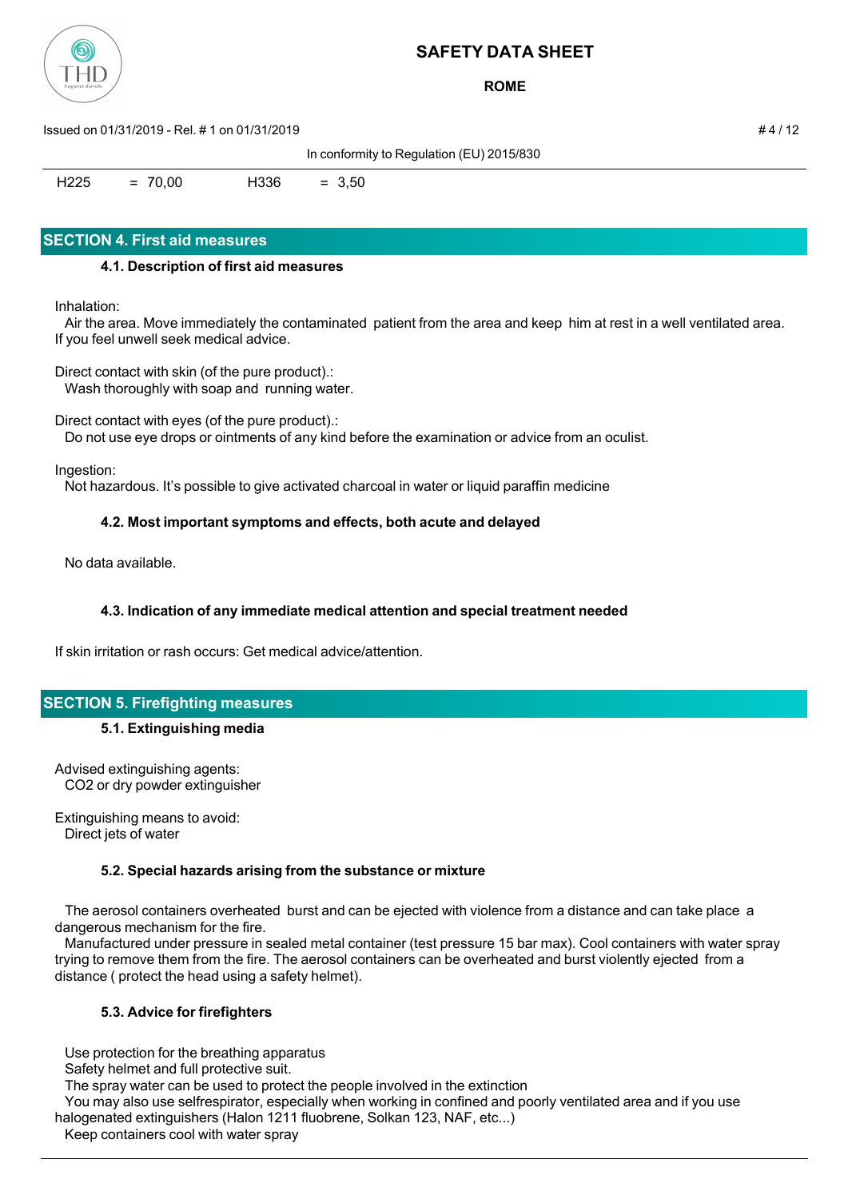| H225 | = 70,00 | H336 | = 3,50 |
|---|---|---|---|

## SECTION 4. First aid measures

### 4.1. Description of first aid measures

Inhalation:
Air the area. Move immediately the contaminated patient from the area and keep him at rest in a well ventilated area. If you feel unwell seek medical advice.

Direct contact with skin (of the pure product).:
Wash thoroughly with soap and running water.

Direct contact with eyes (of the pure product).:
Do not use eye drops or ointments of any kind before the examination or advice from an oculist.

Ingestion:
Not hazardous. It's possible to give activated charcoal in water or liquid paraffin medicine

### 4.2. Most important symptoms and effects, both acute and delayed

No data available.

### 4.3. Indication of any immediate medical attention and special treatment needed

If skin irritation or rash occurs: Get medical advice/attention.

## SECTION 5. Firefighting measures

### 5.1. Extinguishing media

Advised extinguishing agents:
$CO_2$ or dry powder extinguisher

Extinguishing means to avoid:
Direct jets of water

### 5.2. Special hazards arising from the substance or mixture

The aerosol containers overheated burst and can be ejected with violence from a distance and can take place a dangerous mechanism for the fire.
Manufactured under pressure in sealed metal container (test pressure 15 bar max). Cool containers with water spray trying to remove them from the fire. The aerosol containers can be overheated and burst violently ejected from a distance ( protect the head using a safety helmet).

### 5.3. Advice for firefighters

Use protection for the breathing apparatus
Safety helmet and full protective suit.
The spray water can be used to protect the people involved in the extinction
You may also use selfrespirator, especially when working in confined and poorly ventilated area and if you use halogenated extinguishers (Halon 1211 fluobrene, Solkan 123, NAF, etc...)
Keep containers cool with water spray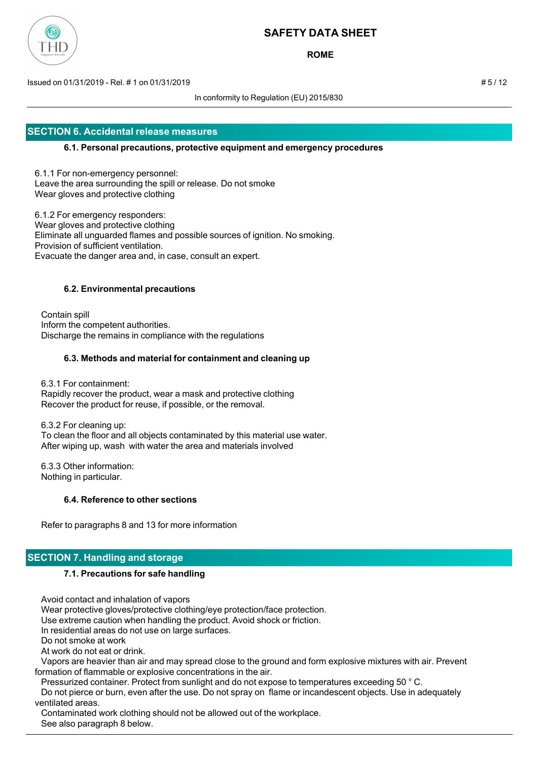## SECTION 6. Accidental release measures

### 6.1. Personal precautions, protective equipment and emergency procedures

6.1.1 For non-emergency personnel:
Leave the area surrounding the spill or release. Do not smoke
Wear gloves and protective clothing

6.1.2 For emergency responders:
Wear gloves and protective clothing
Eliminate all unguarded flames and possible sources of ignition. No smoking.
Provision of sufficient ventilation.
Evacuate the danger area and, in case, consult an expert.

### 6.2. Environmental precautions

Contain spill
Inform the competent authorities.
Discharge the remains in compliance with the regulations

### 6.3. Methods and material for containment and cleaning up

6.3.1 For containment:
Rapidly recover the product, wear a mask and protective clothing
Recover the product for reuse, if possible, or the removal.

6.3.2 For cleaning up:
To clean the floor and all objects contaminated by this material use water.
After wiping up, wash with water the area and materials involved

6.3.3 Other information:
Nothing in particular.

### 6.4. Reference to other sections

Refer to paragraphs 8 and 13 for more information

## SECTION 7. Handling and storage

### 7.1. Precautions for safe handling

Avoid contact and inhalation of vapors
Wear protective gloves/protective clothing/eye protection/face protection.
Use extreme caution when handling the product. Avoid shock or friction.
In residential areas do not use on large surfaces.
Do not smoke at work
At work do not eat or drink.
Vapors are heavier than air and may spread close to the ground and form explosive mixtures with air. Prevent formation of flammable or explosive concentrations in the air.
Pressurized container. Protect from sunlight and do not expose to temperatures exceeding 50 ° C.
Do not pierce or burn, even after the use. Do not spray on flame or incandescent objects. Use in adequately ventilated areas.
Contaminated work clothing should not be allowed out of the workplace.
See also paragraph 8 below.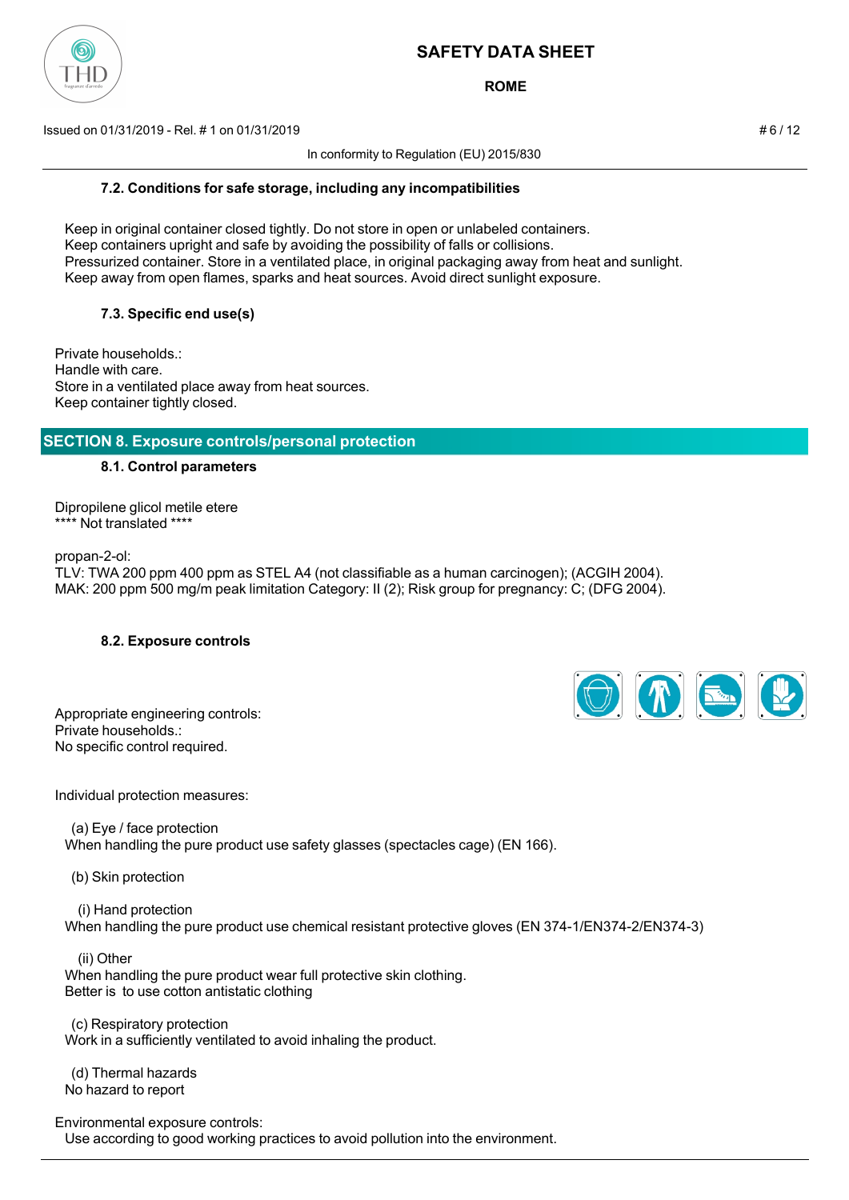### 7.2. Conditions for safe storage, including any incompatibilities

Keep in original container closed tightly. Do not store in open or unlabeled containers.
Keep containers upright and safe by avoiding the possibility of falls or collisions.
Pressurized container. Store in a ventilated place, in original packaging away from heat and sunlight.
Keep away from open flames, sparks and heat sources. Avoid direct sunlight exposure.

### 7.3. Specific end use(s)

Private households.:
Handle with care.
Store in a ventilated place away from heat sources.
Keep container tightly closed.

## SECTION 8. Exposure controls/personal protection

### 8.1. Control parameters

Dipropilene glicol metile etere
**** Not translated ****

propan-2-ol:
TLV: TWA 200 ppm 400 ppm as STEL A4 (not classifiable as a human carcinogen); (ACGIH 2004).
MAK: 200 ppm 500 mg/m peak limitation Category: II (2); Risk group for pregnancy: C; (DFG 2004).

### 8.2. Exposure controls

Appropriate engineering controls:
Private households.:
No specific control required.

Individual protection measures:

(a) Eye / face protection
When handling the pure product use safety glasses (spectacles cage) (EN 166).

(b) Skin protection

(i) Hand protection
When handling the pure product use chemical resistant protective gloves (EN 374-1/EN374-2/EN374-3)

(ii) Other
When handling the pure product wear full protective skin clothing.
Better is to use cotton antistatic clothing

(c) Respiratory protection
Work in a sufficiently ventilated to avoid inhaling the product.

(d) Thermal hazards
No hazard to report

Environmental exposure controls:
Use according to good working practices to avoid pollution into the environment.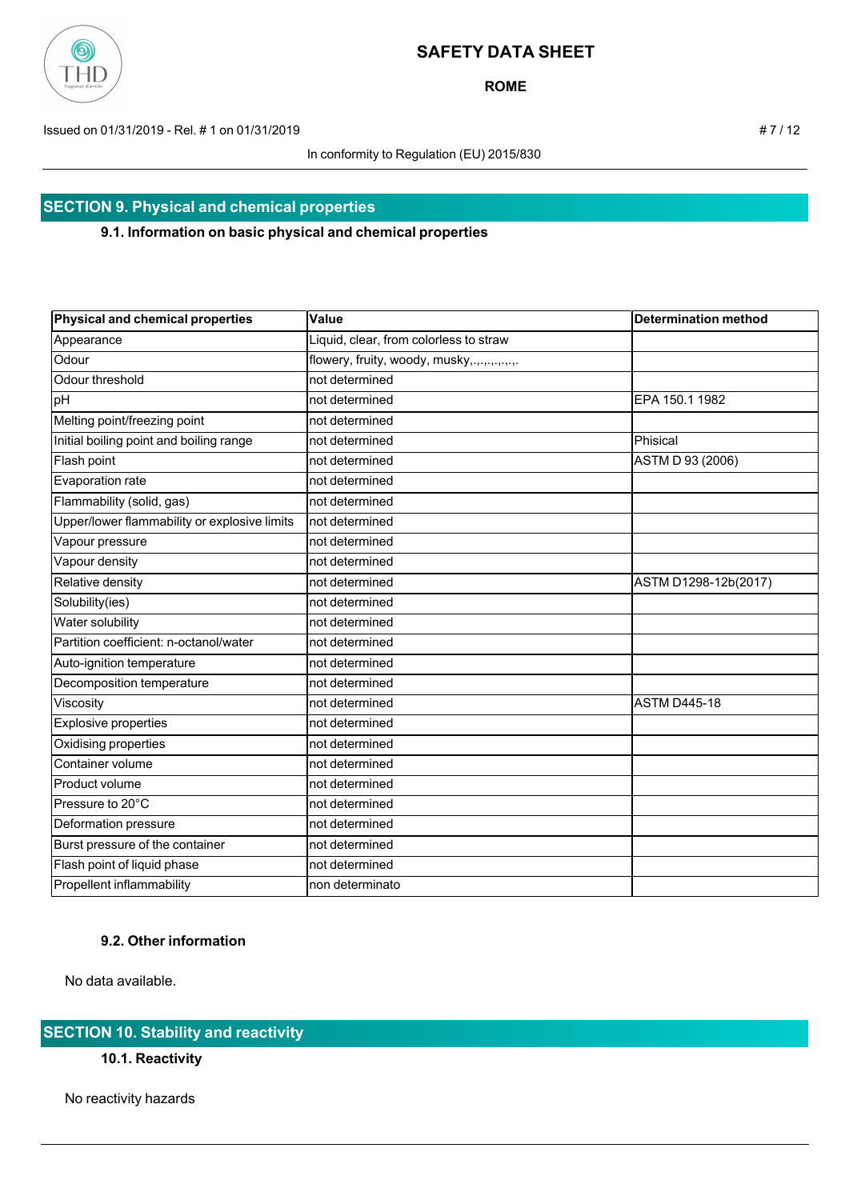## SECTION 9. Physical and chemical properties

### 9.1. Information on basic physical and chemical properties

| Physical and chemical properties | Value | Determination method |
|---|---|---|
| Appearance | Liquid, clear, from colorless to straw | |
| Odour | flowery, fruity, woody, musky,.,.,.,.,.,.,. | |
| Odour threshold | not determined | |
| pH | not determined | EPA 150.1 1982 |
| Melting point/freezing point | not determined | |
| Initial boiling point and boiling range | not determined | Phisical |
| Flash point | not determined | ASTM D 93 (2006) |
| Evaporation rate | not determined | |
| Flammability (solid, gas) | not determined | |
| Upper/lower flammability or explosive limits | not determined | |
| Vapour pressure | not determined | |
| Vapour density | not determined | |
| Relative density | not determined | ASTM D1298-12b(2017) |
| Solubility(ies) | not determined | |
| Water solubility | not determined | |
| Partition coefficient: n-octanol/water | not determined | |
| Auto-ignition temperature | not determined | |
| Decomposition temperature | not determined | |
| Viscosity | not determined | ASTM D445-18 |
| Explosive properties | not determined | |
| Oxidising properties | not determined | |
| Container volume | not determined | |
| Product volume | not determined | |
| Pressure to 20°C | not determined | |
| Deformation pressure | not determined | |
| Burst pressure of the container | not determined | |
| Flash point of liquid phase | not determined | |
| Propellent inflammability | non determinato | |

### 9.2. Other information

No data available.

## SECTION 10. Stability and reactivity

### 10.1. Reactivity

No reactivity hazards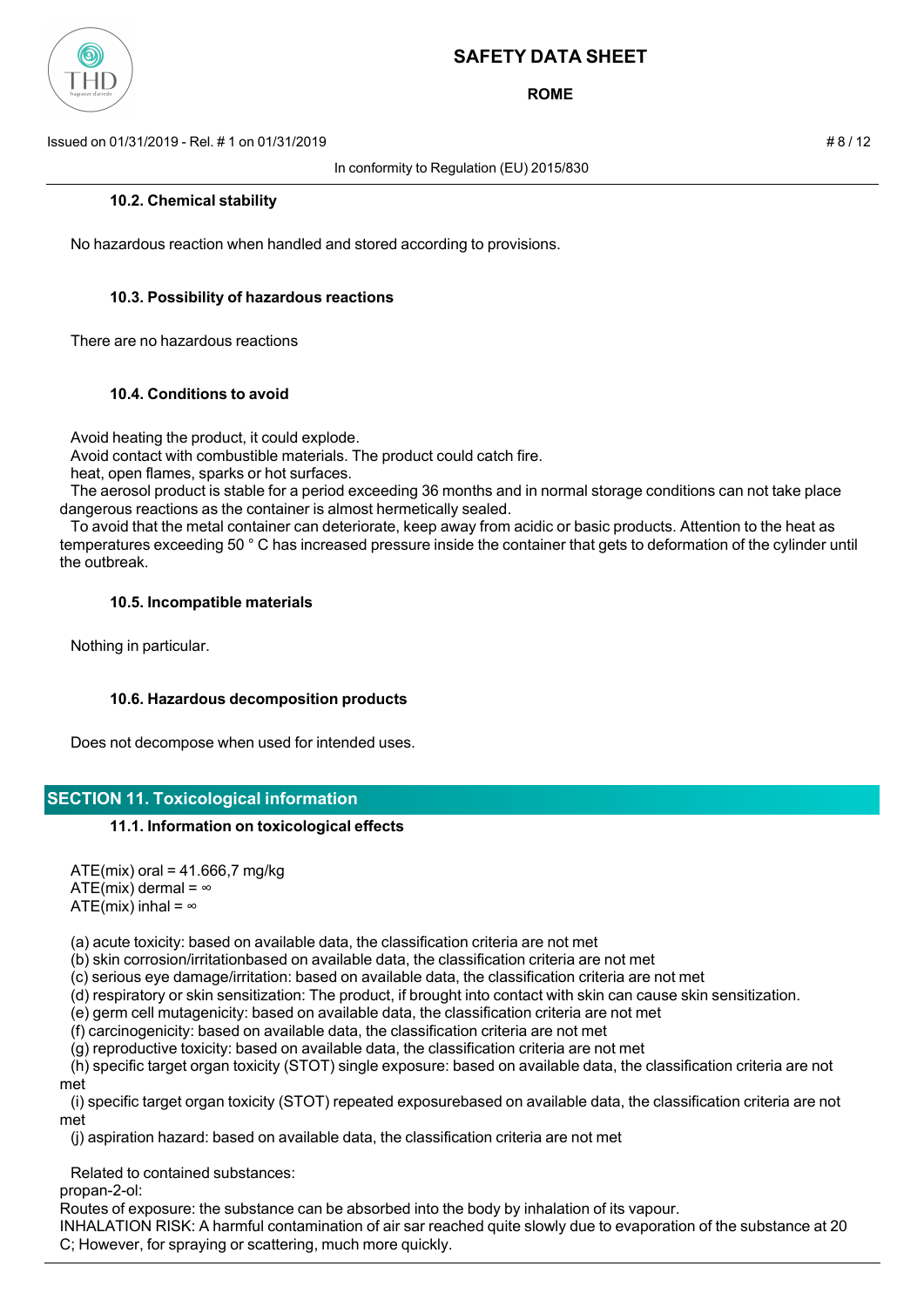### 10.2. Chemical stability

No hazardous reaction when handled and stored according to provisions.

### 10.3. Possibility of hazardous reactions

There are no hazardous reactions

### 10.4. Conditions to avoid

Avoid heating the product, it could explode.
Avoid contact with combustible materials. The product could catch fire.
heat, open flames, sparks or hot surfaces.
The aerosol product is stable for a period exceeding 36 months and in normal storage conditions can not take place dangerous reactions as the container is almost hermetically sealed.
To avoid that the metal container can deteriorate, keep away from acidic or basic products. Attention to the heat as temperatures exceeding 50 ° C has increased pressure inside the container that gets to deformation of the cylinder until the outbreak.

### 10.5. Incompatible materials

Nothing in particular.

### 10.6. Hazardous decomposition products

Does not decompose when used for intended uses.

## SECTION 11. Toxicological information

### 11.1. Information on toxicological effects

ATE(mix) oral = 41.666,7 mg/kg
ATE(mix) dermal = ∞
ATE(mix) inhal = ∞

(a) acute toxicity: based on available data, the classification criteria are not met
(b) skin corrosion/irritationbased on available data, the classification criteria are not met
(c) serious eye damage/irritation: based on available data, the classification criteria are not met
(d) respiratory or skin sensitization: The product, if brought into contact with skin can cause skin sensitization.
(e) germ cell mutagenicity: based on available data, the classification criteria are not met
(f) carcinogenicity: based on available data, the classification criteria are not met
(g) reproductive toxicity: based on available data, the classification criteria are not met
(h) specific target organ toxicity (STOT) single exposure: based on available data, the classification criteria are not met
(i) specific target organ toxicity (STOT) repeated exposurebased on available data, the classification criteria are not met
(j) aspiration hazard: based on available data, the classification criteria are not met

Related to contained substances:
propan-2-ol:
Routes of exposure: the substance can be absorbed into the body by inhalation of its vapour.
INHALATION RISK: A harmful contamination of air sar reached quite slowly due to evaporation of the substance at 20 C; However, for spraying or scattering, much more quickly.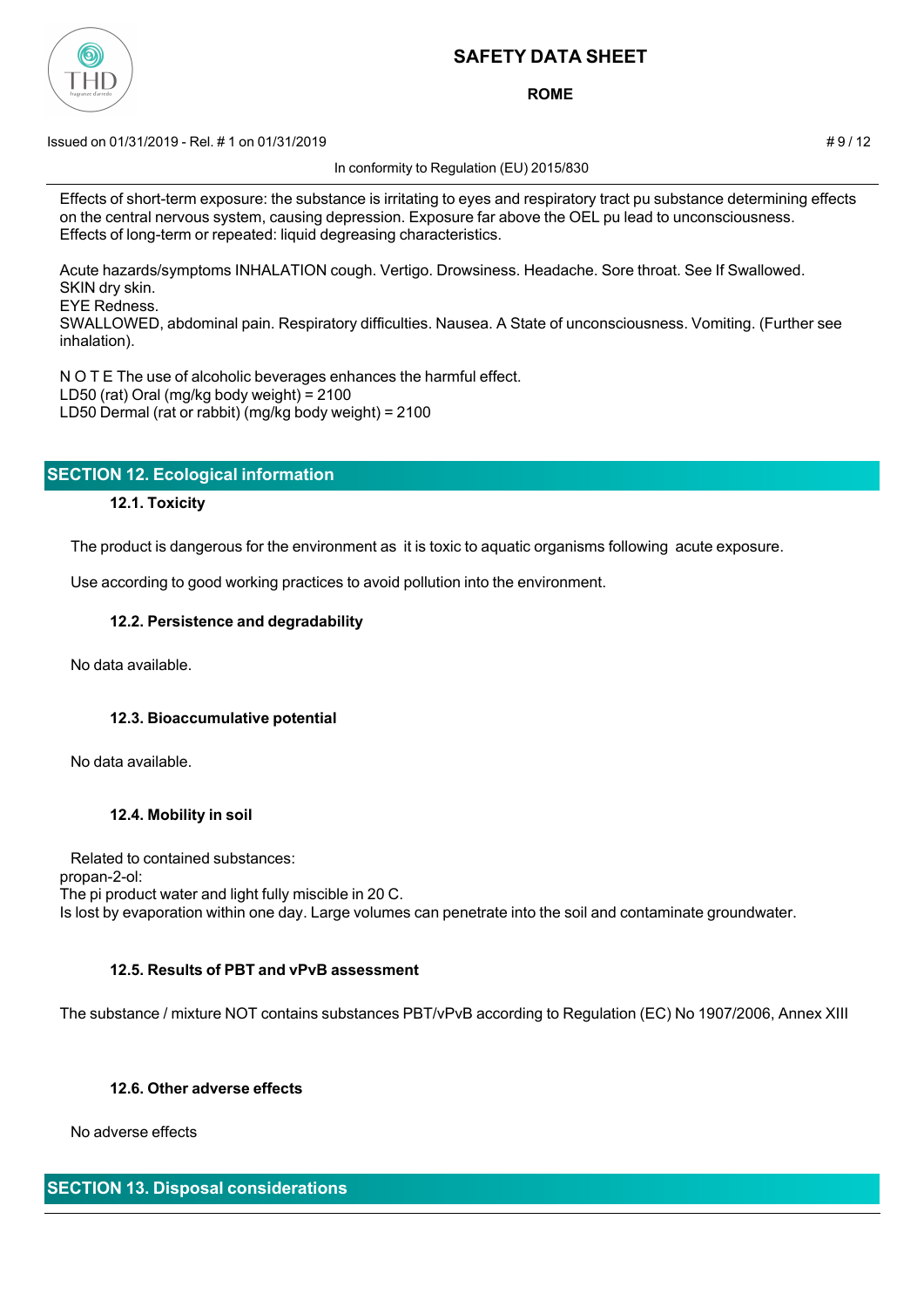Effects of short-term exposure: the substance is irritating to eyes and respiratory tract pu substance determining effects on the central nervous system, causing depression. Exposure far above the OEL pu lead to unconsciousness.
Effects of long-term or repeated: liquid degreasing characteristics.

Acute hazards/symptoms INHALATION cough. Vertigo. Drowsiness. Headache. Sore throat. See If Swallowed.
SKIN dry skin.
EYE Redness.
SWALLOWED, abdominal pain. Respiratory difficulties. Nausea. A State of unconsciousness. Vomiting. (Further see inhalation).

N O T E The use of alcoholic beverages enhances the harmful effect.
LD50 (rat) Oral (mg/kg body weight) = 2100
LD50 Dermal (rat or rabbit) (mg/kg body weight) = 2100

## SECTION 12. Ecological information

### 12.1. Toxicity

The product is dangerous for the environment as it is toxic to aquatic organisms following acute exposure.

Use according to good working practices to avoid pollution into the environment.

### 12.2. Persistence and degradability

No data available.

### 12.3. Bioaccumulative potential

No data available.

### 12.4. Mobility in soil

Related to contained substances:
propan-2-ol:
The pi product water and light fully miscible in 20 C.
Is lost by evaporation within one day. Large volumes can penetrate into the soil and contaminate groundwater.

### 12.5. Results of PBT and vPvB assessment

The substance / mixture NOT contains substances PBT/vPvB according to Regulation (EC) No 1907/2006, Annex XIII

### 12.6. Other adverse effects

No adverse effects

## SECTION 13. Disposal considerations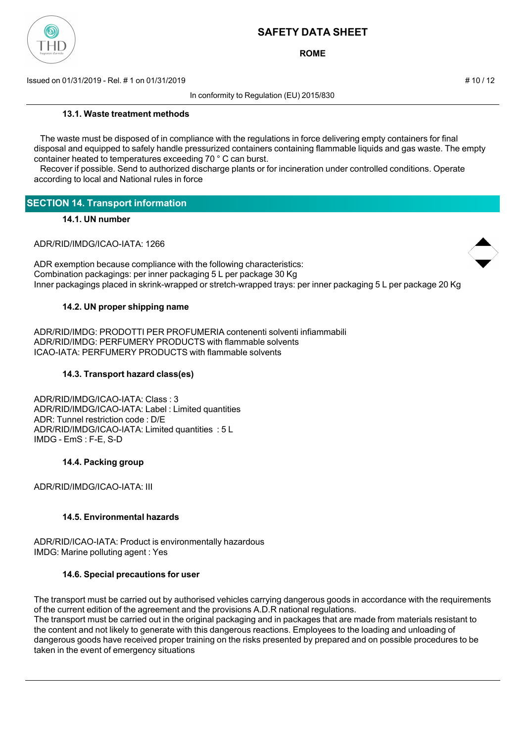#### 13.1. Waste treatment methods

The waste must be disposed of in compliance with the regulations in force delivering empty containers for final disposal and equipped to safely handle pressurized containers containing flammable liquids and gas waste. The empty container heated to temperatures exceeding 70 ° C can burst.
Recover if possible. Send to authorized discharge plants or for incineration under controlled conditions. Operate according to local and National rules in force

## SECTION 14. Transport information

#### 14.1. UN number

ADR/RID/IMDG/ICAO-IATA: 1266

ADR exemption because compliance with the following characteristics:
Combination packagings: per inner packaging 5 L per package 30 Kg
Inner packagings placed in skrink-wrapped or stretch-wrapped trays: per inner packaging 5 L per package 20 Kg

#### 14.2. UN proper shipping name

ADR/RID/IMDG: PRODOTTI PER PROFUMERIA contenenti solventi infiammabili
ADR/RID/IMDG: PERFUMERY PRODUCTS with flammable solvents
ICAO-IATA: PERFUMERY PRODUCTS with flammable solvents

#### 14.3. Transport hazard class(es)

ADR/RID/IMDG/ICAO-IATA: Class : 3
ADR/RID/IMDG/ICAO-IATA: Label : Limited quantities
ADR: Tunnel restriction code : D/E
ADR/RID/IMDG/ICAO-IATA: Limited quantities : 5 L
IMDG - EmS : F-E, S-D

#### 14.4. Packing group

ADR/RID/IMDG/ICAO-IATA: III

#### 14.5. Environmental hazards

ADR/RID/ICAO-IATA: Product is environmentally hazardous
IMDG: Marine polluting agent : Yes

#### 14.6. Special precautions for user

The transport must be carried out by authorised vehicles carrying dangerous goods in accordance with the requirements of the current edition of the agreement and the provisions A.D.R national regulations.
The transport must be carried out in the original packaging and in packages that are made from materials resistant to the content and not likely to generate with this dangerous reactions. Employees to the loading and unloading of dangerous goods have received proper training on the risks presented by prepared and on possible procedures to be taken in the event of emergency situations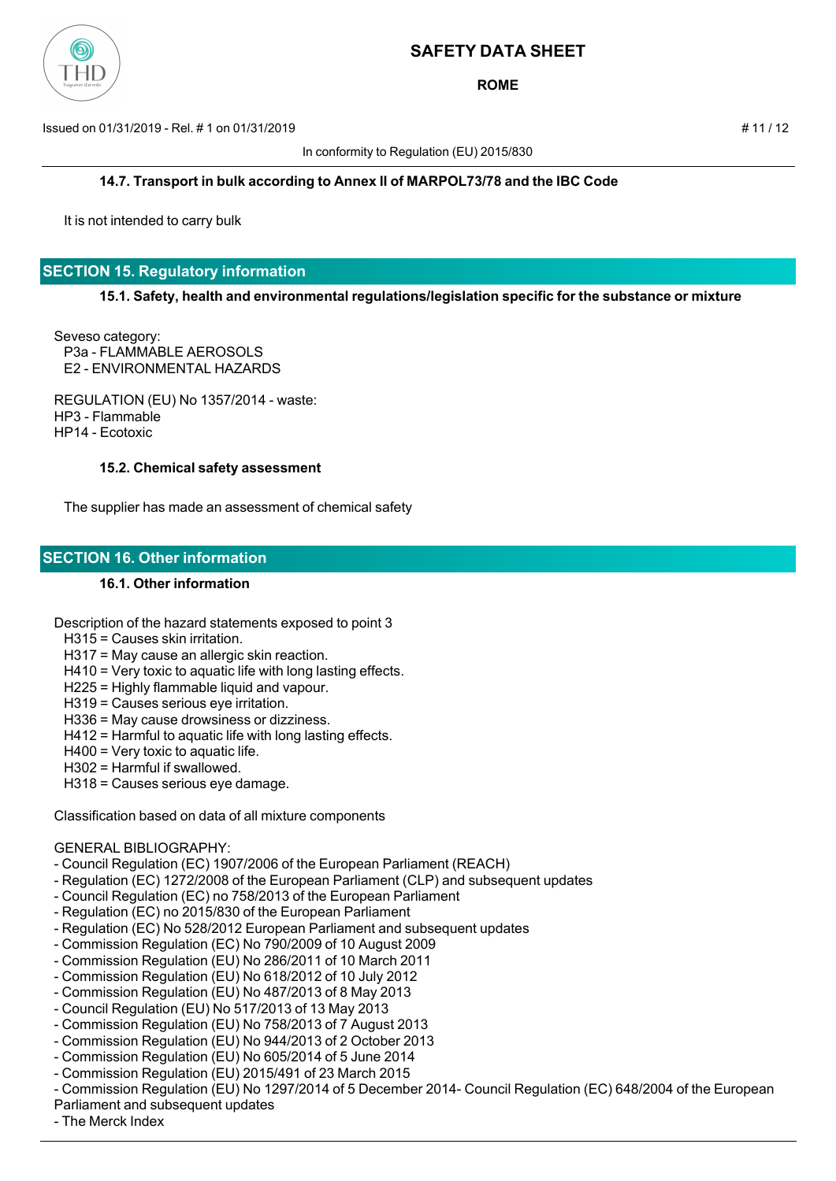### 14.7. Transport in bulk according to Annex II of MARPOL73/78 and the IBC Code

It is not intended to carry bulk

## SECTION 15. Regulatory information

### 15.1. Safety, health and environmental regulations/legislation specific for the substance or mixture

Seveso category:
P3a - FLAMMABLE AEROSOLS
E2 - ENVIRONMENTAL HAZARDS

REGULATION (EU) No 1357/2014 - waste:
HP3 - Flammable
HP14 - Ecotoxic

### 15.2. Chemical safety assessment

The supplier has made an assessment of chemical safety

## SECTION 16. Other information

### 16.1. Other information

Description of the hazard statements exposed to point 3
H315 = Causes skin irritation.
H317 = May cause an allergic skin reaction.
H410 = Very toxic to aquatic life with long lasting effects.
H225 = Highly flammable liquid and vapour.
H319 = Causes serious eye irritation.
H336 = May cause drowsiness or dizziness.
H412 = Harmful to aquatic life with long lasting effects.
H400 = Very toxic to aquatic life.
H302 = Harmful if swallowed.
H318 = Causes serious eye damage.

Classification based on data of all mixture components

GENERAL BIBLIOGRAPHY:
- Council Regulation (EC) 1907/2006 of the European Parliament (REACH)
- Regulation (EC) 1272/2008 of the European Parliament (CLP) and subsequent updates
- Council Regulation (EC) no 758/2013 of the European Parliament
- Regulation (EC) no 2015/830 of the European Parliament
- Regulation (EC) No 528/2012 European Parliament and subsequent updates
- Commission Regulation (EC) No 790/2009 of 10 August 2009
- Commission Regulation (EU) No 286/2011 of 10 March 2011
- Commission Regulation (EU) No 618/2012 of 10 July 2012
- Commission Regulation (EU) No 487/2013 of 8 May 2013
- Council Regulation (EU) No 517/2013 of 13 May 2013
- Commission Regulation (EU) No 758/2013 of 7 August 2013
- Commission Regulation (EU) No 944/2013 of 2 October 2013
- Commission Regulation (EU) No 605/2014 of 5 June 2014
- Commission Regulation (EU) 2015/491 of 23 March 2015
- Commission Regulation (EU) No 1297/2014 of 5 December 2014- Council Regulation (EC) 648/2004 of the European Parliament and subsequent updates
- The Merck Index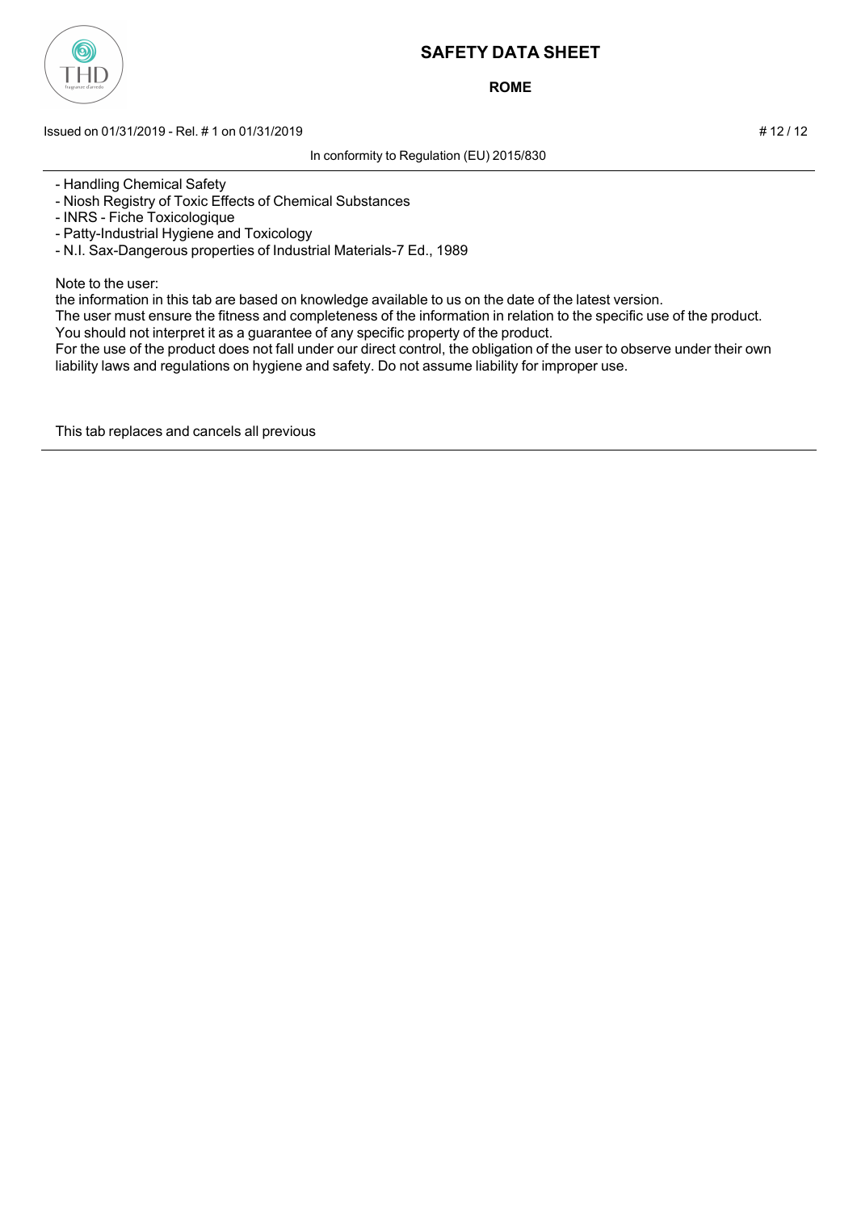- Handling Chemical Safety
- Niosh Registry of Toxic Effects of Chemical Substances
- INRS - Fiche Toxicologique
- Patty-Industrial Hygiene and Toxicology
- N.I. Sax-Dangerous properties of Industrial Materials-7 Ed., 1989

Note to the user:
the information in this tab are based on knowledge available to us on the date of the latest version.
The user must ensure the fitness and completeness of the information in relation to the specific use of the product.
You should not interpret it as a guarantee of any specific property of the product.
For the use of the product does not fall under our direct control, the obligation of the user to observe under their own liability laws and regulations on hygiene and safety. Do not assume liability for improper use.

This tab replaces and cancels all previous